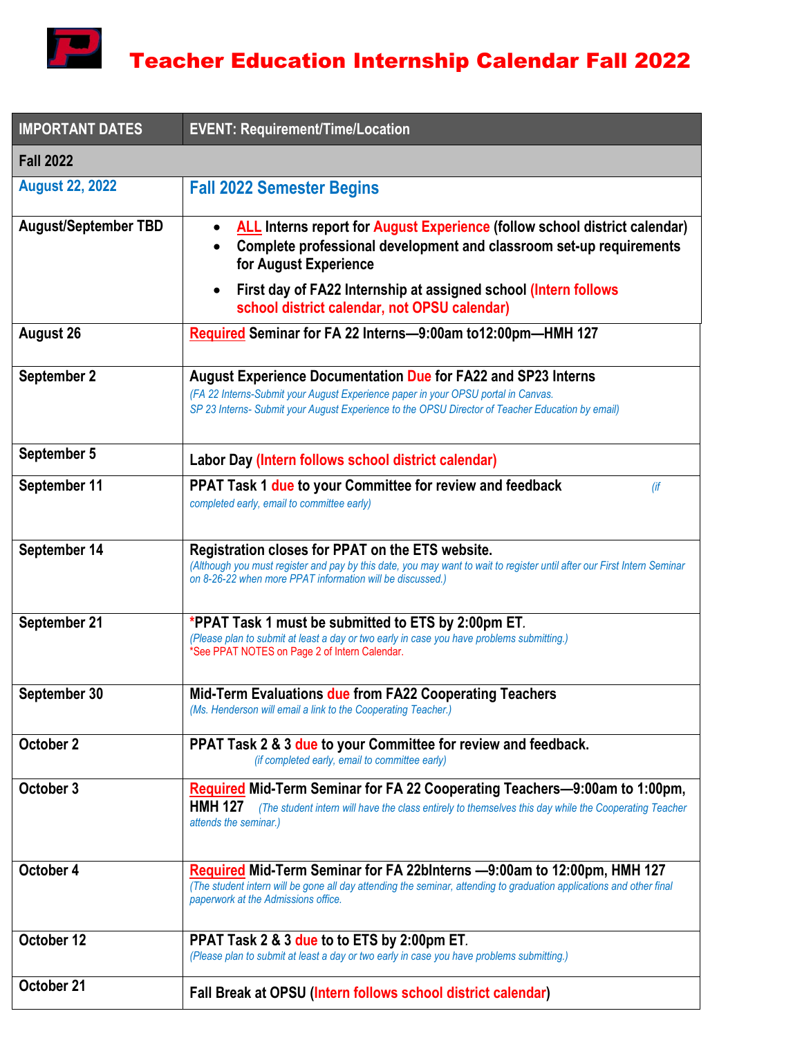# Teacher Education Internship Calendar Fall 2022

| IMPORTANT DATES | EVENT: Requirement/Time/Location |
| --- | --- |
| **Fall 2022** | |
| August 22, 2022 | **Fall 2022 Semester Begins** |
| August/September TBD | • ALL Interns report for August Experience (follow school district calendar)<br>• Complete professional development and classroom set-up requirements for August Experience<br>• First day of FA22 Internship at assigned school (Intern follows school district calendar, not OPSU calendar) |
| August 26 | Required Seminar for FA 22 Interns—9:00am to12:00pm—HMH 127 |
| September 2 | August Experience Documentation Due for FA22 and SP23 Interns<br>*(FA 22 Interns-Submit your August Experience paper in your OPSU portal in Canvas.*<br>*SP 23 Interns- Submit your August Experience to the OPSU Director of Teacher Education by email)* |
| September 5 | Labor Day (Intern follows school district calendar) |
| September 11 | PPAT Task 1 due to your Committee for review and feedback *(if completed early, email to committee early)* |
| September 14 | Registration closes for PPAT on the ETS website.<br>*(Although you must register and pay by this date, you may want to wait to register until after our First Intern Seminar on 8-26-22 when more PPAT information will be discussed.)* |
| September 21 | *PPAT Task 1 must be submitted to ETS by 2:00pm ET.<br>*(Please plan to submit at least a day or two early in case you have problems submitting.)*<br>*See PPAT NOTES on Page 2 of Intern Calendar. |
| September 30 | Mid-Term Evaluations due from FA22 Cooperating Teachers<br>*(Ms. Henderson will email a link to the Cooperating Teacher.)* |
| October 2 | PPAT Task 2 & 3 due to your Committee for review and feedback.<br>*(if completed early, email to committee early)* |
| October 3 | Required Mid-Term Seminar for FA 22 Cooperating Teachers—9:00am to 1:00pm, HMH 127 *(The student intern will have the class entirely to themselves this day while the Cooperating Teacher attends the seminar.)* |
| October 4 | Required Mid-Term Seminar for FA 22bInterns —9:00am to 12:00pm, HMH 127<br>*(The student intern will be gone all day attending the seminar, attending to graduation applications and other final paperwork at the Admissions office.* |
| October 12 | PPAT Task 2 & 3 due to to ETS by 2:00pm ET.<br>*(Please plan to submit at least a day or two early in case you have problems submitting.)* |
| October 21 | Fall Break at OPSU (Intern follows school district calendar) |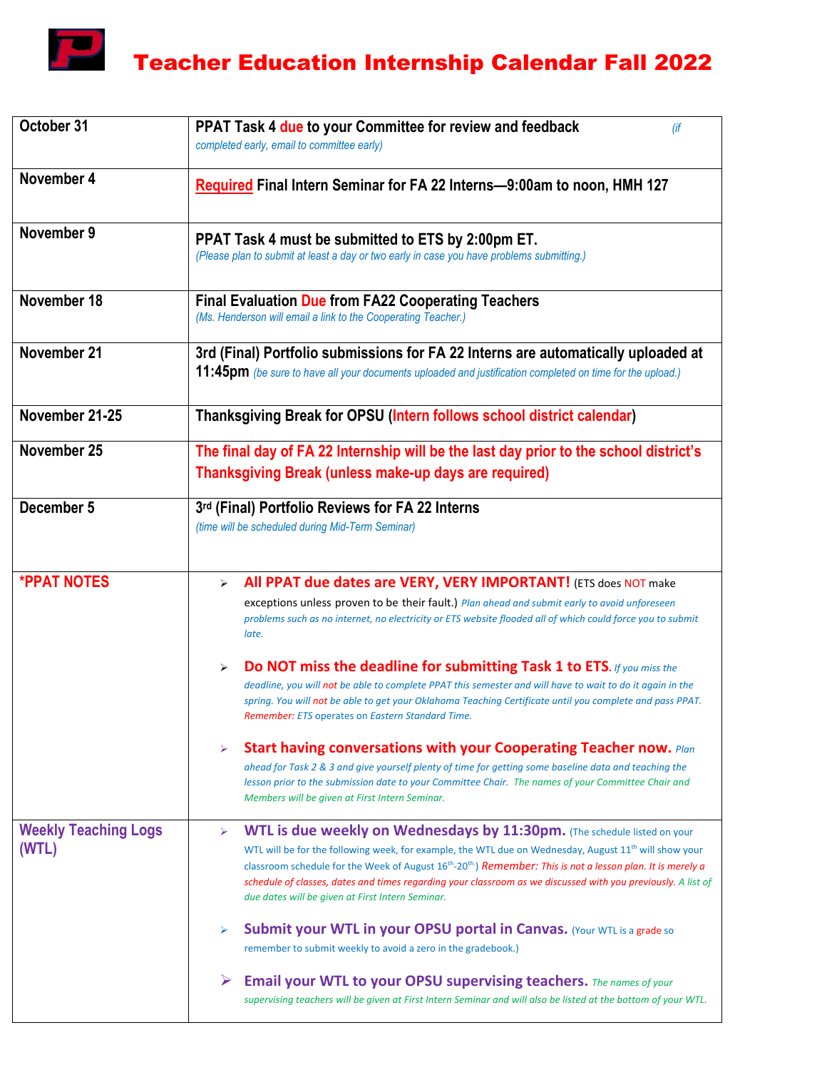# Teacher Education Internship Calendar Fall 2022

| | |
|---|---|
| October 31 | **PPAT Task 4 due to your Committee for review and feedback** *(if completed early, email to committee early)* |
| November 4 | **Required Final Intern Seminar for FA 22 Interns—9:00am to noon, HMH 127** |
| November 9 | **PPAT Task 4 must be submitted to ETS by 2:00pm ET.** *(Please plan to submit at least a day or two early in case you have problems submitting.)* |
| November 18 | **Final Evaluation Due from FA22 Cooperating Teachers** *(Ms. Henderson will email a link to the Cooperating Teacher.)* |
| November 21 | **3rd (Final) Portfolio submissions for FA 22 Interns are automatically uploaded at 11:45pm** *(be sure to have all your documents uploaded and justification completed on time for the upload.)* |
| November 21-25 | **Thanksgiving Break for OPSU (Intern follows school district calendar)** |
| November 25 | **The final day of FA 22 Internship will be the last day prior to the school district's Thanksgiving Break (unless make-up days are required)** |
| December 5 | **3rd (Final) Portfolio Reviews for FA 22 Interns** *(time will be scheduled during Mid-Term Seminar)* |
| ***PPAT NOTES** | ➢ **All PPAT due dates are VERY, VERY IMPORTANT!** (ETS does NOT make exceptions unless proven to be their fault.) *Plan ahead and submit early to avoid unforeseen problems such as no internet, no electricity or ETS website flooded all of which could force you to submit late.* <br><br> ➢ **Do NOT miss the deadline for submitting Task 1 to ETS.** *If you miss the deadline, you will not be able to complete PPAT this semester and will have to wait to do it again in the spring. You will not be able to get your Oklahoma Teaching Certificate until you complete and pass PPAT. Remember: ETS operates on Eastern Standard Time.* <br><br> ➢ **Start having conversations with your Cooperating Teacher now.** *Plan ahead for Task 2 & 3 and give yourself plenty of time for getting some baseline data and teaching the lesson prior to the submission date to your Committee Chair. The names of your Committee Chair and Members will be given at First Intern Seminar.* |
| **Weekly Teaching Logs (WTL)** | ➢ **WTL is due weekly on Wednesdays by 11:30pm.** (The schedule listed on your WTL will be for the following week, for example, the WTL due on Wednesday, August 11th will show your classroom schedule for the Week of August 16th-20th.) *Remember: This is not a lesson plan. It is merely a schedule of classes, dates and times regarding your classroom as we discussed with you previously. A list of due dates will be given at First Intern Seminar.* <br><br> ➢ **Submit your WTL in your OPSU portal in Canvas.** (Your WTL is a grade so remember to submit weekly to avoid a zero in the gradebook.) <br><br> ➢ **Email your WTL to your OPSU supervising teachers.** *The names of your supervising teachers will be given at First Intern Seminar and will also be listed at the bottom of your WTL.* |